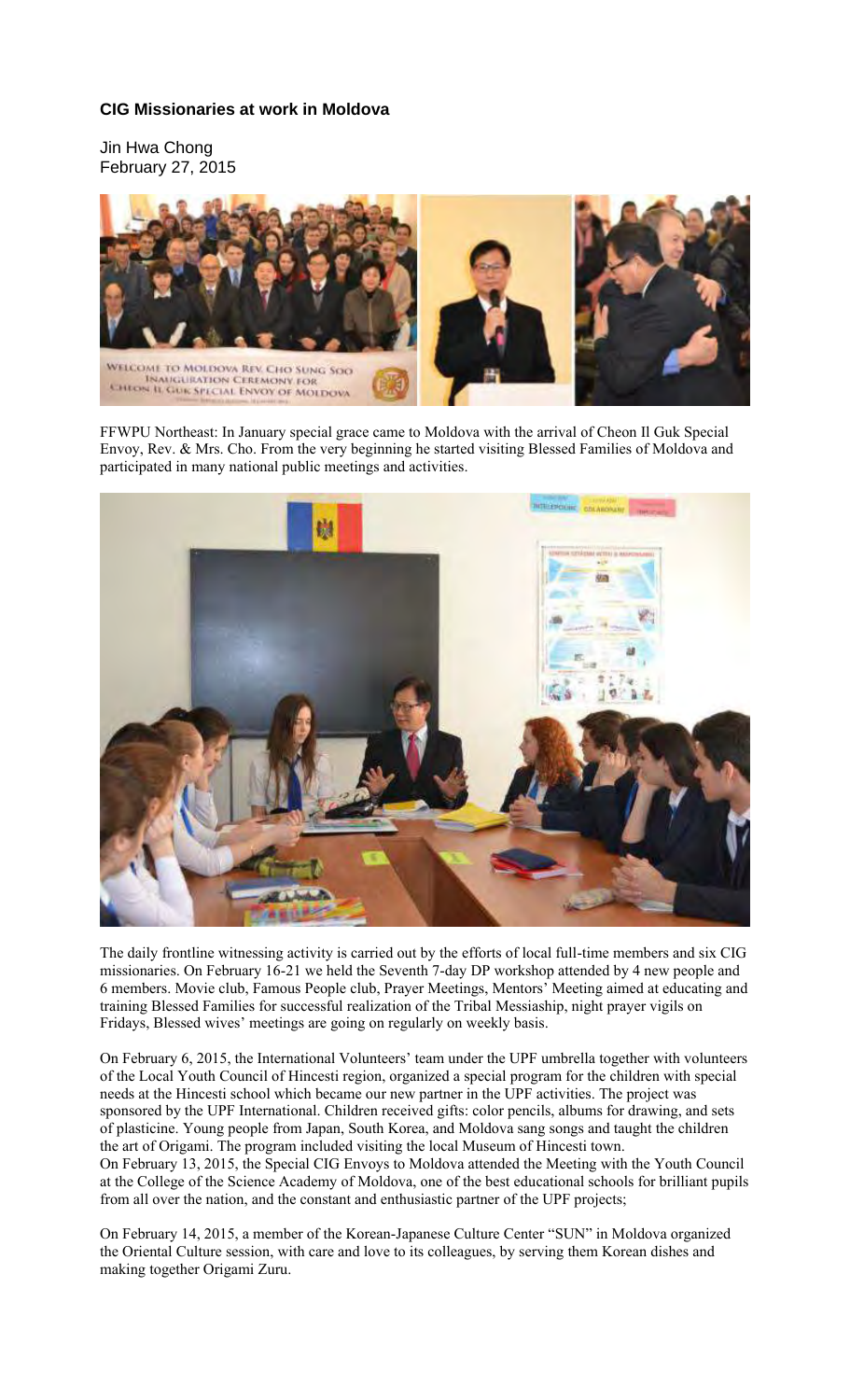### **CIG Missionaries at work in Moldova**

Jin Hwa Chong
February 27, 2015

FFWPU Northeast: In January special grace came to Moldova with the arrival of Cheon Il Guk Special Envoy, Rev. & Mrs. Cho. From the very beginning he started visiting Blessed Families of Moldova and participated in many national public meetings and activities.

The daily frontline witnessing activity is carried out by the efforts of local full-time members and six CIG missionaries. On February 16-21 we held the Seventh 7-day DP workshop attended by 4 new people and 6 members. Movie club, Famous People club, Prayer Meetings, Mentors' Meeting aimed at educating and training Blessed Families for successful realization of the Tribal Messiaship, night prayer vigils on Fridays, Blessed wives' meetings are going on regularly on weekly basis.

On February 6, 2015, the International Volunteers' team under the UPF umbrella together with volunteers of the Local Youth Council of Hincesti region, organized a special program for the children with special needs at the Hincesti school which became our new partner in the UPF activities. The project was sponsored by the UPF International. Children received gifts: color pencils, albums for drawing, and sets of plasticine. Young people from Japan, South Korea, and Moldova sang songs and taught the children the art of Origami. The program included visiting the local Museum of Hincesti town.
On February 13, 2015, the Special CIG Envoys to Moldova attended the Meeting with the Youth Council at the College of the Science Academy of Moldova, one of the best educational schools for brilliant pupils from all over the nation, and the constant and enthusiastic partner of the UPF projects;

On February 14, 2015, a member of the Korean-Japanese Culture Center "SUN" in Moldova organized the Oriental Culture session, with care and love to its colleagues, by serving them Korean dishes and making together Origami Zuru.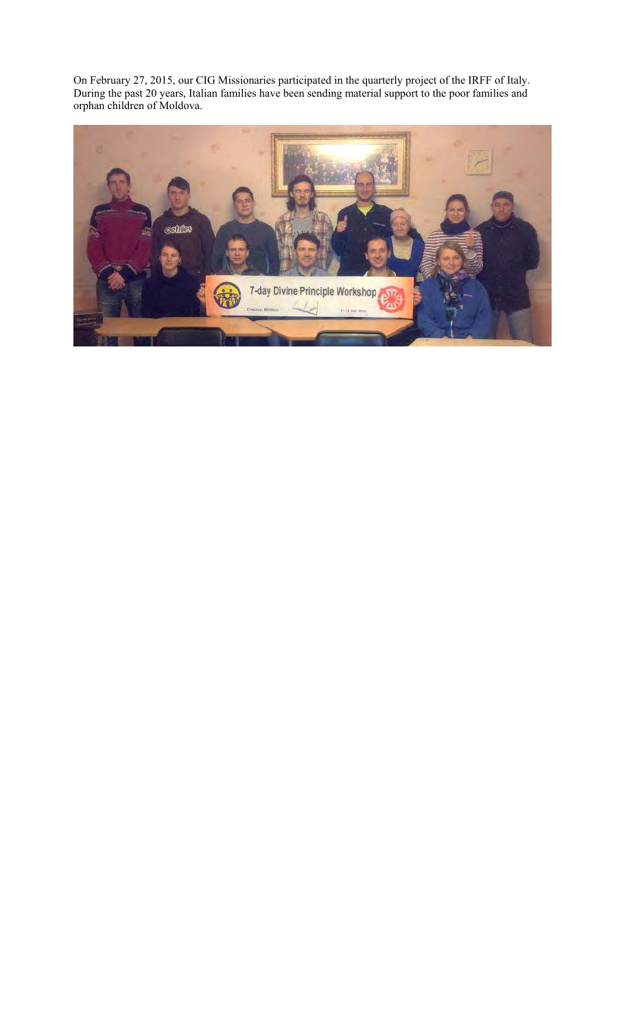On February 27, 2015, our CIG Missionaries participated in the quarterly project of the IRFF of Italy. During the past 20 years, Italian families have been sending material support to the poor families and orphan children of Moldova.